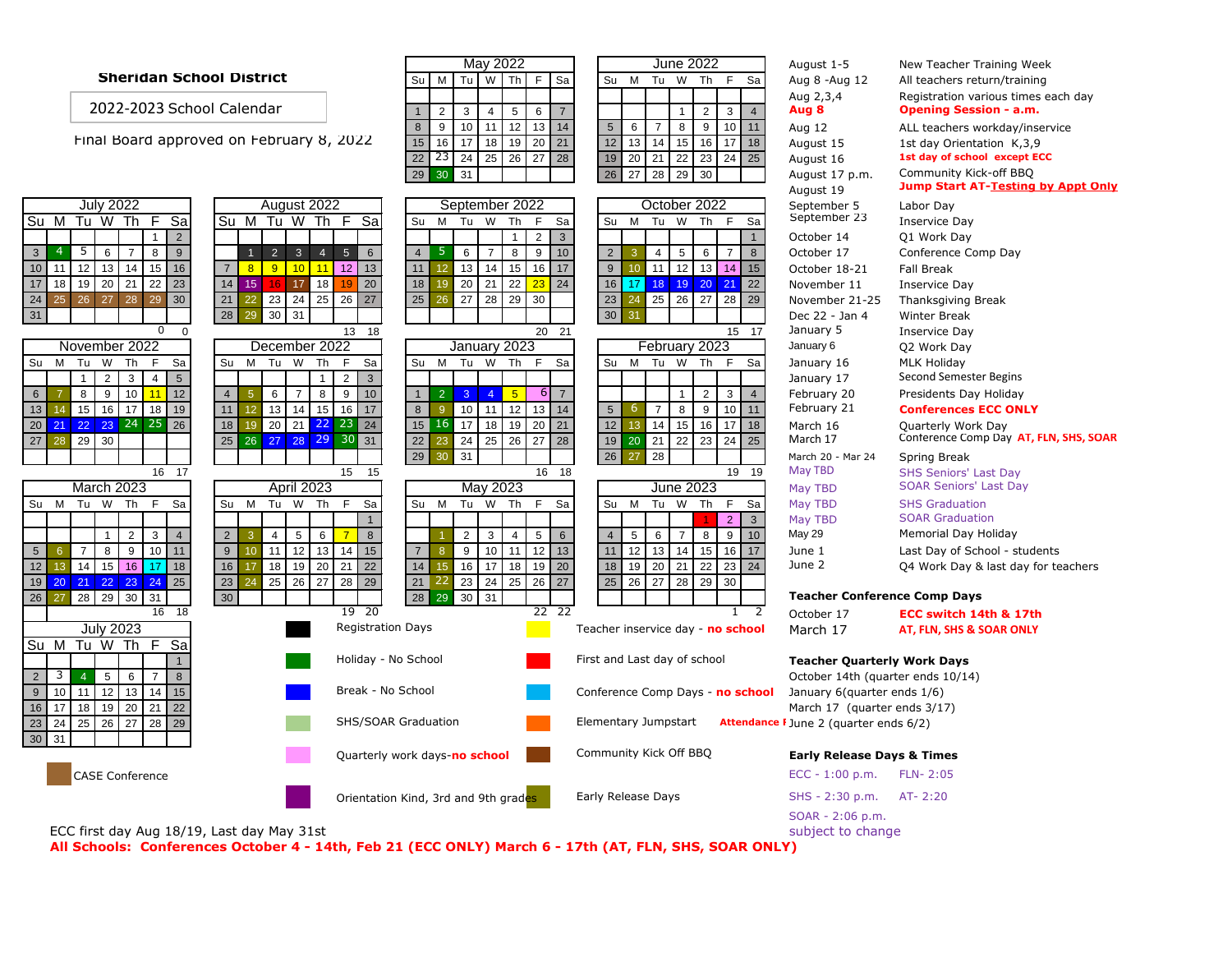# Sheridan School District

## 2022-2023 School Calendar

Final Board approved on February 8, 2022

### May 2022

| Su | M | Tu | W | Th | F | Sa |
|---|---|---|---|---|---|---|
| | | | | | | |
| 1 | 2 | 3 | 4 | 5 | 6 | 7 |
| 8 | 9 | 10 | 11 | 12 | 13 | 14 |
| 15 | 16 | 17 | 18 | 19 | 20 | 21 |
| 22 | 23 | 24 | 25 | 26 | 27 | 28 |
| 29 | 30 | 31 | | | | |

### June 2022

| Su | M | Tu | W | Th | F | Sa |
|---|---|---|---|---|---|---|
| | | | | | | |
| | | | 1 | 2 | 3 | 4 |
| 5 | 6 | 7 | 8 | 9 | 10 | 11 |
| 12 | 13 | 14 | 15 | 16 | 17 | 18 |
| 19 | 20 | 21 | 22 | 23 | 24 | 25 |
| 26 | 27 | 28 | 29 | 30 | | |

### July 2022

| Su | M | Tu | W | Th | F | Sa |
|---|---|---|---|---|---|---|
| | | | | | 1 | 2 |
| 3 | 4 | 5 | 6 | 7 | 8 | 9 |
| 10 | 11 | 12 | 13 | 14 | 15 | 16 |
| 17 | 18 | 19 | 20 | 21 | 22 | 23 |
| 24 | 25 | 26 | 27 | 28 | 29 | 30 |
| 31 | | | | | | |
| | | | | | 0 | 0 |

### August 2022

| Su | M | Tu | W | Th | F | Sa |
|---|---|---|---|---|---|---|
| | | | | | | |
| | 1 | 2 | 3 | 4 | 5 | 6 |
| 7 | 8 | 9 | 10 | 11 | 12 | 13 |
| 14 | 15 | 16 | 17 | 18 | 19 | 20 |
| 21 | 22 | 23 | 24 | 25 | 26 | 27 |
| 28 | 29 | 30 | 31 | | | |
| | | | | | 13 | 18 |

### September 2022

| Su | M | Tu | W | Th | F | Sa |
|---|---|---|---|---|---|---|
| | | | | 1 | 2 | 3 |
| 4 | 5 | 6 | 7 | 8 | 9 | 10 |
| 11 | 12 | 13 | 14 | 15 | 16 | 17 |
| 18 | 19 | 20 | 21 | 22 | 23 | 24 |
| 25 | 26 | 27 | 28 | 29 | 30 | |
| | | | | | | |
| | | | | | 20 | 21 |

### October 2022

| Su | M | Tu | W | Th | F | Sa |
|---|---|---|---|---|---|---|
| | | | | | | 1 |
| 2 | 3 | 4 | 5 | 6 | 7 | 8 |
| 9 | 10 | 11 | 12 | 13 | 14 | 15 |
| 16 | 17 | 18 | 19 | 20 | 21 | 22 |
| 23 | 24 | 25 | 26 | 27 | 28 | 29 |
| 30 | 31 | | | | | |
| | | | | | 15 | 17 |

### November 2022

| Su | M | Tu | W | Th | F | Sa |
|---|---|---|---|---|---|---|
| | | 1 | 2 | 3 | 4 | 5 |
| 6 | 7 | 8 | 9 | 10 | 11 | 12 |
| 13 | 14 | 15 | 16 | 17 | 18 | 19 |
| 20 | 21 | 22 | 23 | 24 | 25 | 26 |
| 27 | 28 | 29 | 30 | | | |
| | | | | | | |
| | | | | | 16 | 17 |

### December 2022

| Su | M | Tu | W | Th | F | Sa |
|---|---|---|---|---|---|---|
| | | | | 1 | 2 | 3 |
| 4 | 5 | 6 | 7 | 8 | 9 | 10 |
| 11 | 12 | 13 | 14 | 15 | 16 | 17 |
| 18 | 19 | 20 | 21 | 22 | 23 | 24 |
| 25 | 26 | 27 | 28 | 29 | 30 | 31 |
| | | | | | | |
| | | | | | 15 | 15 |

### January 2023

| Su | M | Tu | W | Th | F | Sa |
|---|---|---|---|---|---|---|
| | | | | | | |
| 1 | 2 | 3 | 4 | 5 | 6 | 7 |
| 8 | 9 | 10 | 11 | 12 | 13 | 14 |
| 15 | 16 | 17 | 18 | 19 | 20 | 21 |
| 22 | 23 | 24 | 25 | 26 | 27 | 28 |
| 29 | 30 | 31 | | | | |
| | | | | | 16 | 18 |

### February 2023

| Su | M | Tu | W | Th | F | Sa |
|---|---|---|---|---|---|---|
| | | | 1 | 2 | 3 | 4 |
| 5 | 6 | 7 | 8 | 9 | 10 | 11 |
| 12 | 13 | 14 | 15 | 16 | 17 | 18 |
| 19 | 20 | 21 | 22 | 23 | 24 | 25 |
| 26 | 27 | 28 | | | | |
| | | | | | | |
| | | | | | 19 | 19 |

### March 2023

| Su | M | Tu | W | Th | F | Sa |
|---|---|---|---|---|---|---|
| | | | 1 | 2 | 3 | 4 |
| 5 | 6 | 7 | 8 | 9 | 10 | 11 |
| 12 | 13 | 14 | 15 | 16 | 17 | 18 |
| 19 | 20 | 21 | 22 | 23 | 24 | 25 |
| 26 | 27 | 28 | 29 | 30 | 31 | |
| | | | | | 16 | 18 |

### April 2023

| Su | M | Tu | W | Th | F | Sa |
|---|---|---|---|---|---|---|
| | | | | | | 1 |
| 2 | 3 | 4 | 5 | 6 | 7 | 8 |
| 9 | 10 | 11 | 12 | 13 | 14 | 15 |
| 16 | 17 | 18 | 19 | 20 | 21 | 22 |
| 23 | 24 | 25 | 26 | 27 | 28 | 29 |
| 30 | | | | | | |
| | | | | | 19 | 20 |

### May 2023

| Su | M | Tu | W | Th | F | Sa |
|---|---|---|---|---|---|---|
| | 1 | 2 | 3 | 4 | 5 | 6 |
| 7 | 8 | 9 | 10 | 11 | 12 | 13 |
| 14 | 15 | 16 | 17 | 18 | 19 | 20 |
| 21 | 22 | 23 | 24 | 25 | 26 | 27 |
| 28 | 29 | 30 | 31 | | | |
| | | | | | 22 | 22 |

### June 2023

| Su | M | Tu | W | Th | F | Sa |
|---|---|---|---|---|---|---|
| | | | | 1 | 2 | 3 |
| 4 | 5 | 6 | 7 | 8 | 9 | 10 |
| 11 | 12 | 13 | 14 | 15 | 16 | 17 |
| 18 | 19 | 20 | 21 | 22 | 23 | 24 |
| 25 | 26 | 27 | 28 | 29 | 30 | |
| | | | | | 1 | 2 |

### July 2023

| Su | M | Tu | W | Th | F | Sa |
|---|---|---|---|---|---|---|
| | | | | | | 1 |
| 2 | 3 | 4 | 5 | 6 | 7 | 8 |
| 9 | 10 | 11 | 12 | 13 | 14 | 15 |
| 16 | 17 | 18 | 19 | 20 | 21 | 22 |
| 23 | 24 | 25 | 26 | 27 | 28 | 29 |
| 30 | 31 | | | | | |

### Legend

- CASE Conference
- Registration Days
- Holiday - No School
- Break - No School
- SHS/SOAR Graduation
- Quarterly work days-**no school**
- Orientation Kind, 3rd and 9th grades
- Teacher inservice day - **no school**
- First and Last day of school
- Conference Comp Days - **no school**
- Elementary Jumpstart **Attendance F**
- Community Kick Off BBQ
- Early Release Days

ECC first day Aug 18/19, Last day May 31st

**All Schools: Conferences October 4 - 14th, Feb 21 (ECC ONLY) March 6 - 17th (AT, FLN, SHS, SOAR ONLY)**

### Important Dates

| Date | Event |
|---|---|
| August 1-5 | New Teacher Training Week |
| Aug 8 -Aug 12 | All teachers return/training |
| Aug 2,3,4 | Registration various times each day |
| **Aug 8** | **Opening Session - a.m.** |
| Aug 12 | ALL teachers workday/inservice |
| August 15 | 1st day Orientation K,3,9 |
| August 16 | **1st day of school except ECC** |
| August 17 p.m. | Community Kick-off BBQ |
| August 19 | **Jump Start AT-Testing by Appt Only** |
| September 5 | Labor Day |
| September 23 | Inservice Day |
| October 14 | Q1 Work Day |
| October 17 | Conference Comp Day |
| October 18-21 | Fall Break |
| November 11 | Inservice Day |
| November 21-25 | Thanksgiving Break |
| Dec 22 - Jan 4 | Winter Break |
| January 5 | Inservice Day |
| January 6 | Q2 Work Day |
| January 16 | MLK Holiday |
| January 17 | Second Semester Begins |
| February 20 | Presidents Day Holiday |
| February 21 | **Conferences ECC ONLY** |
| March 16 | Quarterly Work Day |
| March 17 | Conference Comp Day **AT, FLN, SHS, SOAR** |
| March 20 - Mar 24 | Spring Break |
| May TBD | SHS Seniors' Last Day |
| May TBD | SOAR Seniors' Last Day |
| May TBD | SHS Graduation |
| May TBD | SOAR Graduation |
| May 29 | Memorial Day Holiday |
| June 1 | Last Day of School - students |
| June 2 | Q4 Work Day & last day for teachers |

### Teacher Conference Comp Days

| Date | Note |
|---|---|
| October 17 | **ECC switch 14th & 17th** |
| March 17 | **AT, FLN, SHS & SOAR ONLY** |

### Teacher Quarterly Work Days

- October 14th (quarter ends 10/14)
- January 6(quarter ends 1/6)
- March 17 (quarter ends 3/17)
- June 2 (quarter ends 6/2)

### Early Release Days & Times

| | |
|---|---|
| ECC - 1:00 p.m. | FLN- 2:05 |
| SHS - 2:30 p.m. | AT- 2:20 |
| SOAR - 2:06 p.m. | |

subject to change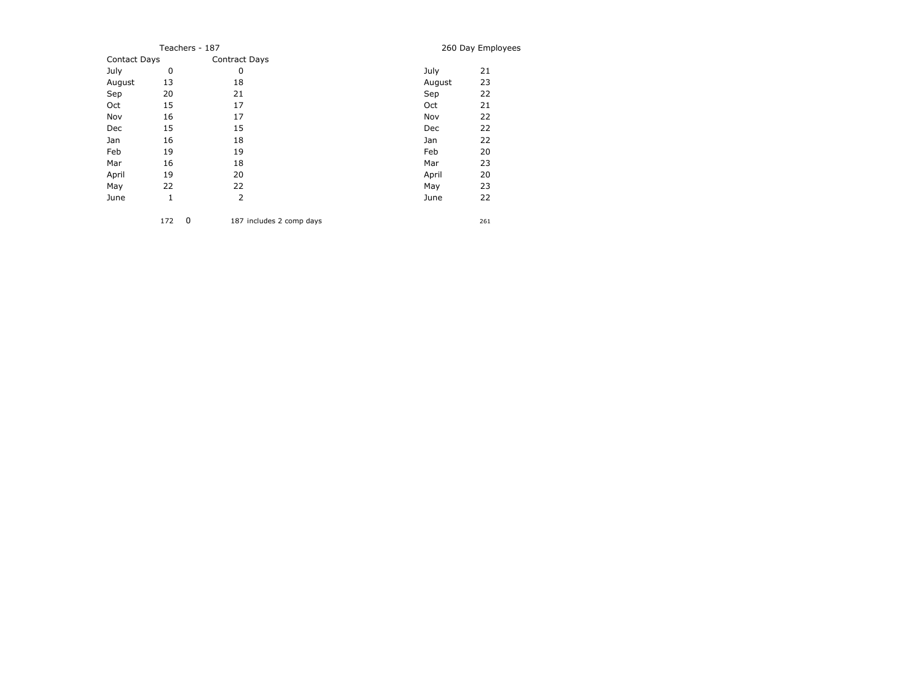Teachers - 187

| Contact Days | | | Contract Days |
|---|---|---|---|
| July | 0 | | 0 |
| August | 13 | | 18 |
| Sep | 20 | | 21 |
| Oct | 15 | | 17 |
| Nov | 16 | | 17 |
| Dec | 15 | | 15 |
| Jan | 16 | | 18 |
| Feb | 19 | | 19 |
| Mar | 16 | | 18 |
| April | 19 | | 20 |
| May | 22 | | 22 |
| June | 1 | | 2 |
| | 172 | 0 | 187 includes 2 comp days |

260 Day Employees

| | |
|---|---|
| July | 21 |
| August | 23 |
| Sep | 22 |
| Oct | 21 |
| Nov | 22 |
| Dec | 22 |
| Jan | 22 |
| Feb | 20 |
| Mar | 23 |
| April | 20 |
| May | 23 |
| June | 22 |
| | 261 |